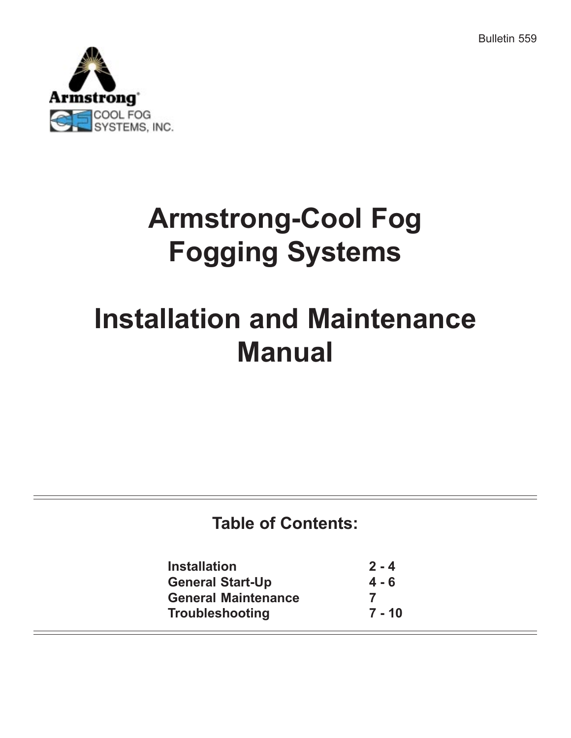Bulletin 559

Armstrong

COOL FOG SYSTEMS, INC.

# Armstrong-Cool Fog Fogging Systems

# Installation and Maintenance Manual

## Table of Contents:

| | |
|---|---|
| **Installation** | **2 - 4** |
| **General Start-Up** | **4 - 6** |
| **General Maintenance** | **7** |
| **Troubleshooting** | **7 - 10** |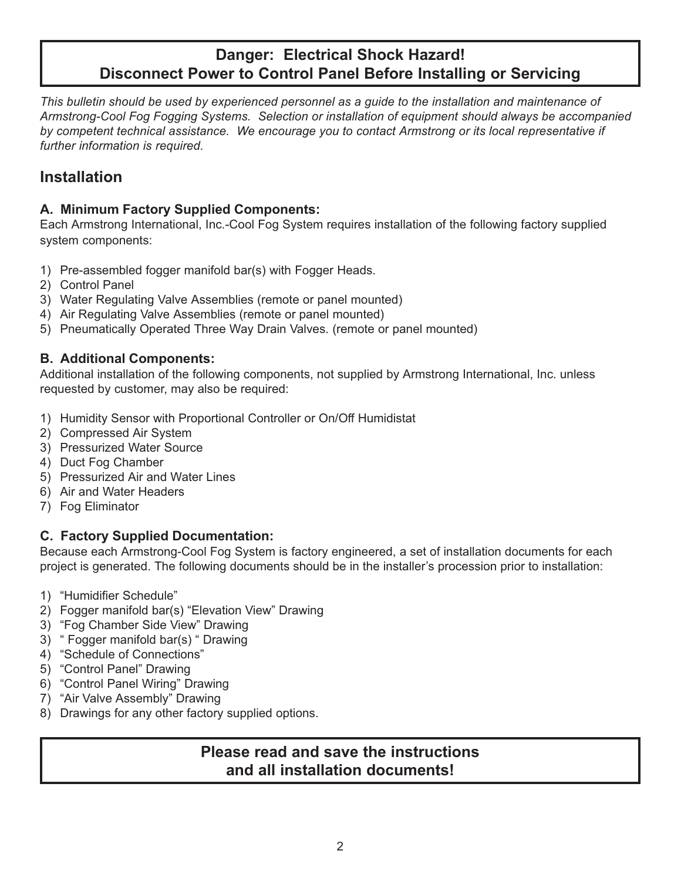**Danger: Electrical Shock Hazard!**
**Disconnect Power to Control Panel Before Installing or Servicing**

*This bulletin should be used by experienced personnel as a guide to the installation and maintenance of Armstrong-Cool Fog Fogging Systems. Selection or installation of equipment should always be accompanied by competent technical assistance. We encourage you to contact Armstrong or its local representative if further information is required.*

## Installation

### A. Minimum Factory Supplied Components:

Each Armstrong International, Inc.-Cool Fog System requires installation of the following factory supplied system components:

1) Pre-assembled fogger manifold bar(s) with Fogger Heads.
2) Control Panel
3) Water Regulating Valve Assemblies (remote or panel mounted)
4) Air Regulating Valve Assemblies (remote or panel mounted)
5) Pneumatically Operated Three Way Drain Valves. (remote or panel mounted)

### B. Additional Components:

Additional installation of the following components, not supplied by Armstrong International, Inc. unless requested by customer, may also be required:

1) Humidity Sensor with Proportional Controller or On/Off Humidistat
2) Compressed Air System
3) Pressurized Water Source
4) Duct Fog Chamber
5) Pressurized Air and Water Lines
6) Air and Water Headers
7) Fog Eliminator

### C. Factory Supplied Documentation:

Because each Armstrong-Cool Fog System is factory engineered, a set of installation documents for each project is generated. The following documents should be in the installer's procession prior to installation:

1) "Humidifier Schedule"
2) Fogger manifold bar(s) "Elevation View" Drawing
3) "Fog Chamber Side View" Drawing
3) " Fogger manifold bar(s) " Drawing
4) "Schedule of Connections"
5) "Control Panel" Drawing
6) "Control Panel Wiring" Drawing
7) "Air Valve Assembly" Drawing
8) Drawings for any other factory supplied options.

**Please read and save the instructions and all installation documents!**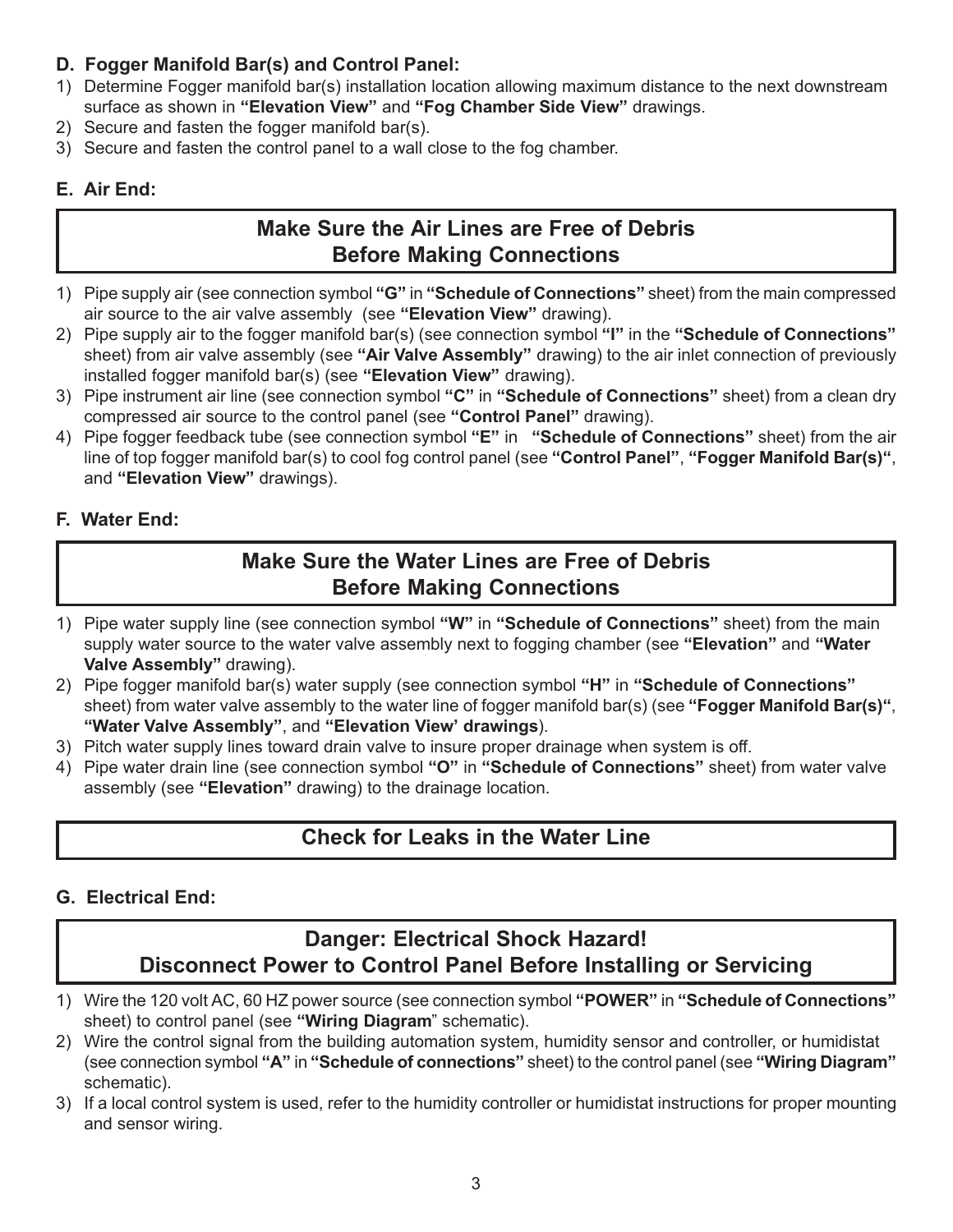### D. Fogger Manifold Bar(s) and Control Panel:

1) Determine Fogger manifold bar(s) installation location allowing maximum distance to the next downstream surface as shown in **"Elevation View"** and **"Fog Chamber Side View"** drawings.
2) Secure and fasten the fogger manifold bar(s).
3) Secure and fasten the control panel to a wall close to the fog chamber.

### E. Air End:

**Make Sure the Air Lines are Free of Debris Before Making Connections**

1) Pipe supply air (see connection symbol **"G"** in **"Schedule of Connections"** sheet) from the main compressed air source to the air valve assembly (see **"Elevation View"** drawing).
2) Pipe supply air to the fogger manifold bar(s) (see connection symbol **"I"** in the **"Schedule of Connections"** sheet) from air valve assembly (see **"Air Valve Assembly"** drawing) to the air inlet connection of previously installed fogger manifold bar(s) (see **"Elevation View"** drawing).
3) Pipe instrument air line (see connection symbol **"C"** in **"Schedule of Connections"** sheet) from a clean dry compressed air source to the control panel (see **"Control Panel"** drawing).
4) Pipe fogger feedback tube (see connection symbol **"E"** in **"Schedule of Connections"** sheet) from the air line of top fogger manifold bar(s) to cool fog control panel (see **"Control Panel"**, **"Fogger Manifold Bar(s)"**, and **"Elevation View"** drawings).

### F. Water End:

**Make Sure the Water Lines are Free of Debris Before Making Connections**

1) Pipe water supply line (see connection symbol **"W"** in **"Schedule of Connections"** sheet) from the main supply water source to the water valve assembly next to fogging chamber (see **"Elevation"** and **"Water Valve Assembly"** drawing).
2) Pipe fogger manifold bar(s) water supply (see connection symbol **"H"** in **"Schedule of Connections"** sheet) from water valve assembly to the water line of fogger manifold bar(s) (see **"Fogger Manifold Bar(s)"**, **"Water Valve Assembly"**, and **"Elevation View' drawings**).
3) Pitch water supply lines toward drain valve to insure proper drainage when system is off.
4) Pipe water drain line (see connection symbol **"O"** in **"Schedule of Connections"** sheet) from water valve assembly (see **"Elevation"** drawing) to the drainage location.

**Check for Leaks in the Water Line**

### G. Electrical End:

**Danger: Electrical Shock Hazard! Disconnect Power to Control Panel Before Installing or Servicing**

1) Wire the 120 volt AC, 60 HZ power source (see connection symbol **"POWER"** in **"Schedule of Connections"** sheet) to control panel (see **"Wiring Diagram**" schematic).
2) Wire the control signal from the building automation system, humidity sensor and controller, or humidistat (see connection symbol **"A"** in **"Schedule of connections"** sheet) to the control panel (see **"Wiring Diagram"** schematic).
3) If a local control system is used, refer to the humidity controller or humidistat instructions for proper mounting and sensor wiring.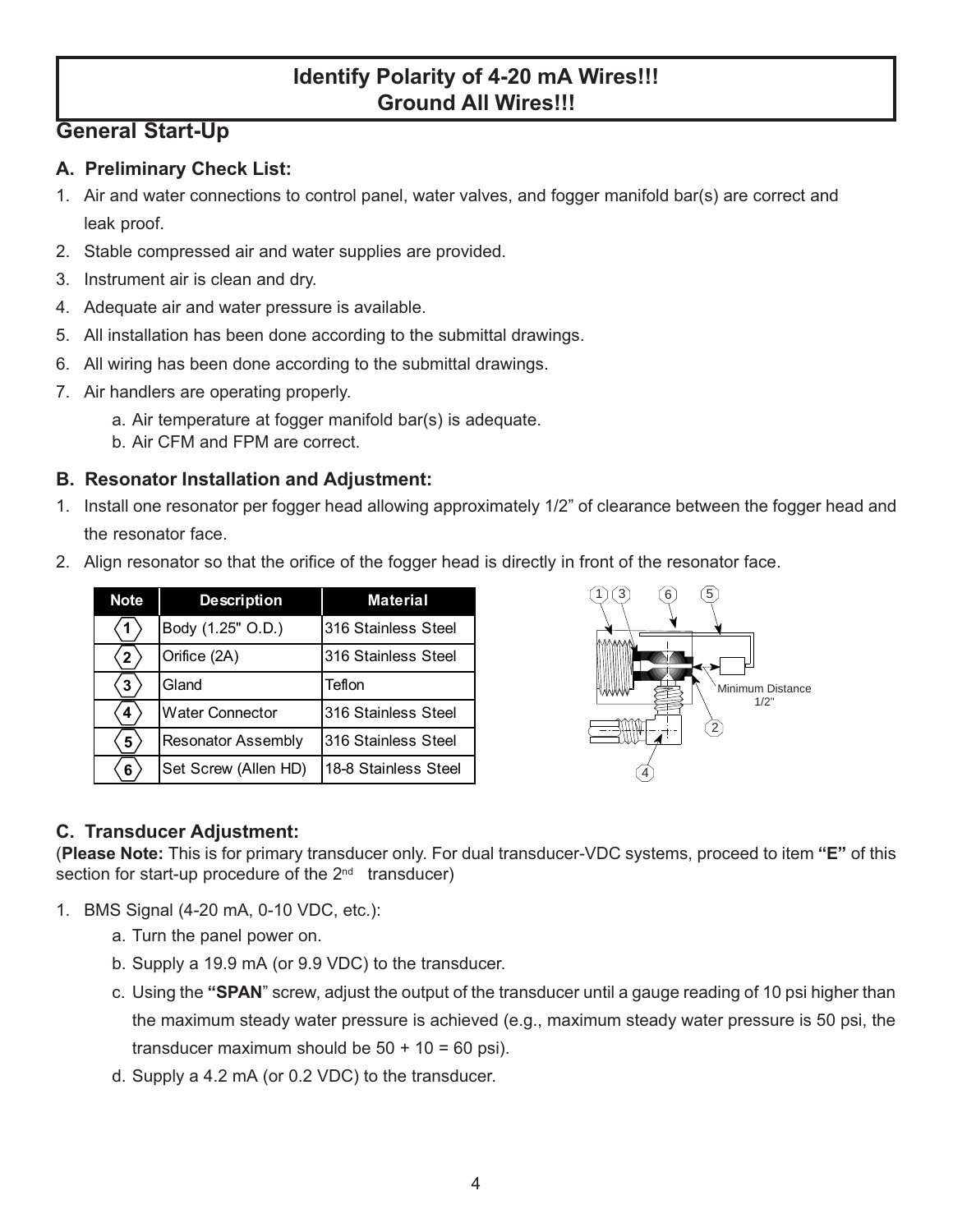**Identify Polarity of 4-20 mA Wires!!!**
**Ground All Wires!!!**

## General Start-Up

### A. Preliminary Check List:

1. Air and water connections to control panel, water valves, and fogger manifold bar(s) are correct and leak proof.
2. Stable compressed air and water supplies are provided.
3. Instrument air is clean and dry.
4. Adequate air and water pressure is available.
5. All installation has been done according to the submittal drawings.
6. All wiring has been done according to the submittal drawings.
7. Air handlers are operating properly.
   a. Air temperature at fogger manifold bar(s) is adequate.
   b. Air CFM and FPM are correct.

### B. Resonator Installation and Adjustment:

1. Install one resonator per fogger head allowing approximately 1/2" of clearance between the fogger head and the resonator face.
2. Align resonator so that the orifice of the fogger head is directly in front of the resonator face.

| Note | Description | Material |
|---|---|---|
| 1 | Body (1.25" O.D.) | 316 Stainless Steel |
| 2 | Orifice (2A) | 316 Stainless Steel |
| 3 | Gland | Teflon |
| 4 | Water Connector | 316 Stainless Steel |
| 5 | Resonator Assembly | 316 Stainless Steel |
| 6 | Set Screw (Allen HD) | 18-8 Stainless Steel |

Minimum Distance 1/2"

### C. Transducer Adjustment:

(**Please Note:** This is for primary transducer only. For dual transducer-VDC systems, proceed to item **"E"** of this section for start-up procedure of the 2nd transducer)

1. BMS Signal (4-20 mA, 0-10 VDC, etc.):
   a. Turn the panel power on.
   b. Supply a 19.9 mA (or 9.9 VDC) to the transducer.
   c. Using the **"SPAN"** screw, adjust the output of the transducer until a gauge reading of 10 psi higher than the maximum steady water pressure is achieved (e.g., maximum steady water pressure is 50 psi, the transducer maximum should be 50 + 10 = 60 psi).
   d. Supply a 4.2 mA (or 0.2 VDC) to the transducer.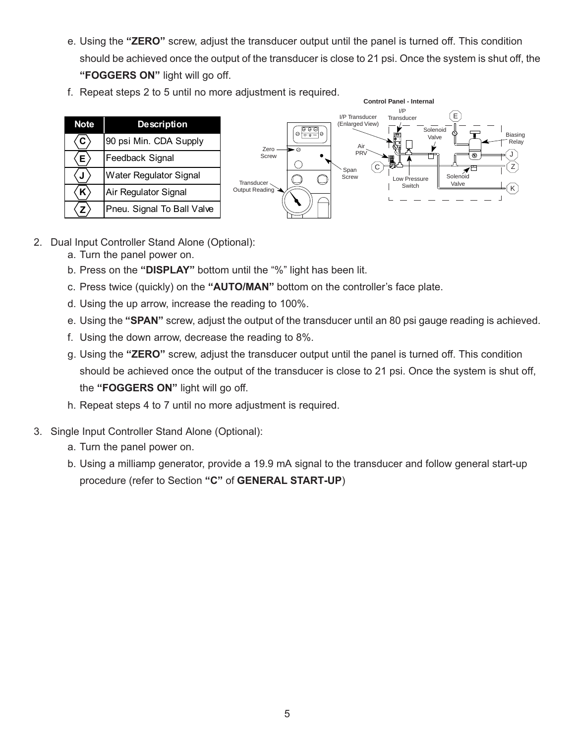e. Using the **"ZERO"** screw, adjust the transducer output until the panel is turned off. This condition should be achieved once the output of the transducer is close to 21 psi. Once the system is shut off, the **"FOGGERS ON"** light will go off.

f. Repeat steps 2 to 5 until no more adjustment is required.

| Note | Description |
|---|---|
| C | 90 psi Min. CDA Supply |
| E | Feedback Signal |
| J | Water Regulator Signal |
| K | Air Regulator Signal |
| Z | Pneu. Signal To Ball Valve |

**Control Panel - Internal**

2. Dual Input Controller Stand Alone (Optional):
   a. Turn the panel power on.
   b. Press on the **"DISPLAY"** bottom until the "%" light has been lit.
   c. Press twice (quickly) on the **"AUTO/MAN"** bottom on the controller's face plate.
   d. Using the up arrow, increase the reading to 100%.
   e. Using the **"SPAN"** screw, adjust the output of the transducer until an 80 psi gauge reading is achieved.
   f. Using the down arrow, decrease the reading to 8%.
   g. Using the **"ZERO"** screw, adjust the transducer output until the panel is turned off. This condition should be achieved once the output of the transducer is close to 21 psi. Once the system is shut off, the **"FOGGERS ON"** light will go off.
   h. Repeat steps 4 to 7 until no more adjustment is required.

3. Single Input Controller Stand Alone (Optional):
   a. Turn the panel power on.
   b. Using a milliamp generator, provide a 19.9 mA signal to the transducer and follow general start-up procedure (refer to Section **"C"** of **GENERAL START-UP**)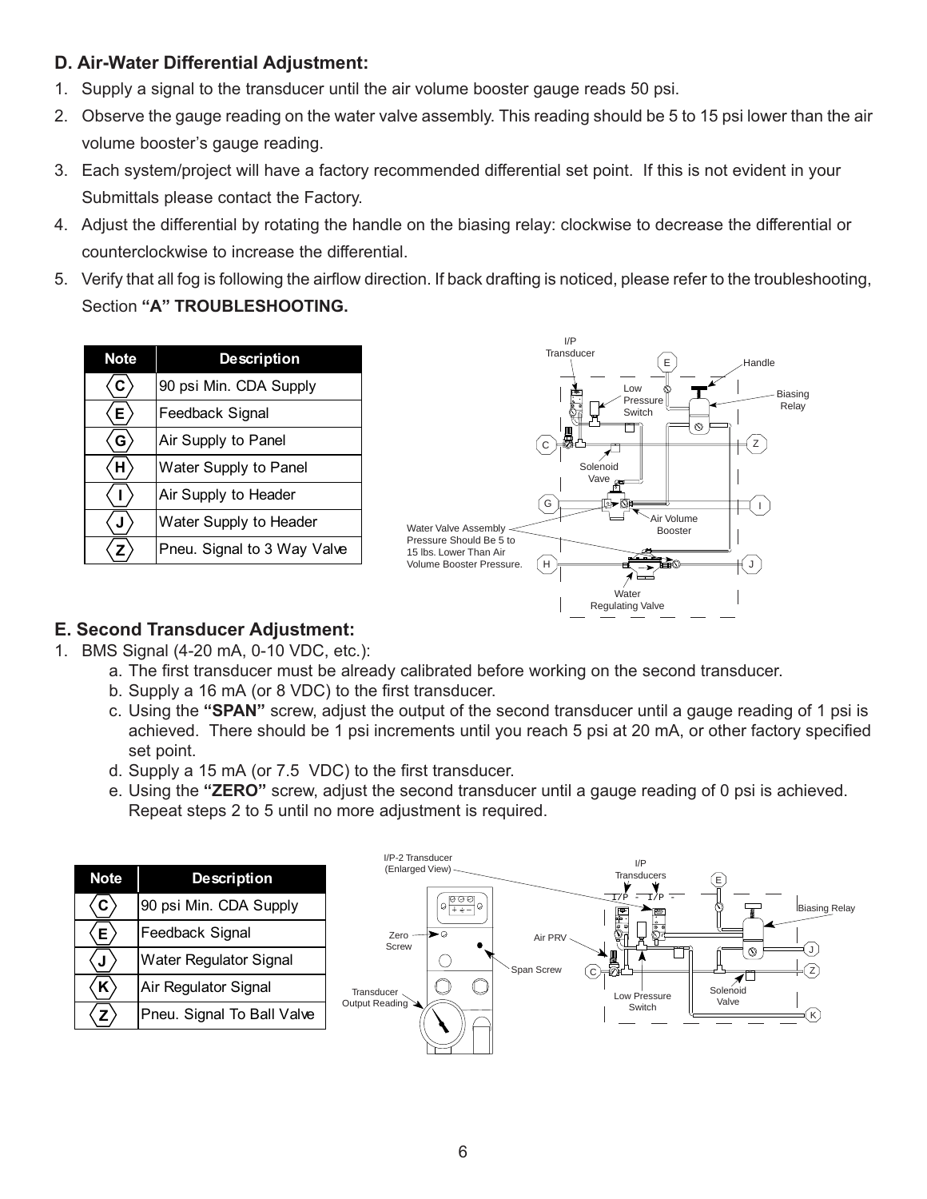## D. Air-Water Differential Adjustment:

1. Supply a signal to the transducer until the air volume booster gauge reads 50 psi.
2. Observe the gauge reading on the water valve assembly. This reading should be 5 to 15 psi lower than the air volume booster's gauge reading.
3. Each system/project will have a factory recommended differential set point. If this is not evident in your Submittals please contact the Factory.
4. Adjust the differential by rotating the handle on the biasing relay: clockwise to decrease the differential or counterclockwise to increase the differential.
5. Verify that all fog is following the airflow direction. If back drafting is noticed, please refer to the troubleshooting, Section **"A" TROUBLESHOOTING.**

| Note | Description |
|---|---|
| C | 90 psi Min. CDA Supply |
| E | Feedback Signal |
| G | Air Supply to Panel |
| H | Water Supply to Panel |
| I | Air Supply to Header |
| J | Water Supply to Header |
| Z | Pneu. Signal to 3 Way Valve |

## E. Second Transducer Adjustment:

1. BMS Signal (4-20 mA, 0-10 VDC, etc.):
   a. The first transducer must be already calibrated before working on the second transducer.
   b. Supply a 16 mA (or 8 VDC) to the first transducer.
   c. Using the **"SPAN"** screw, adjust the output of the second transducer until a gauge reading of 1 psi is achieved. There should be 1 psi increments until you reach 5 psi at 20 mA, or other factory specified set point.
   d. Supply a 15 mA (or 7.5 VDC) to the first transducer.
   e. Using the **"ZERO"** screw, adjust the second transducer until a gauge reading of 0 psi is achieved. Repeat steps 2 to 5 until no more adjustment is required.

| Note | Description |
|---|---|
| C | 90 psi Min. CDA Supply |
| E | Feedback Signal |
| J | Water Regulator Signal |
| K | Air Regulator Signal |
| Z | Pneu. Signal To Ball Valve |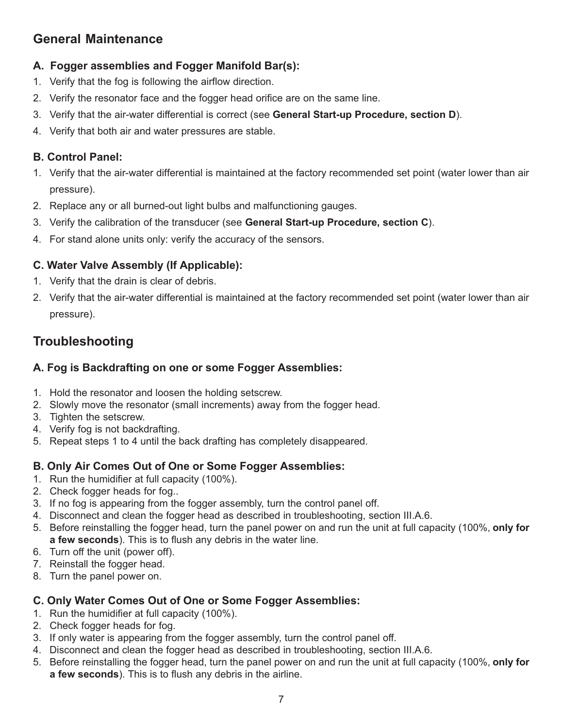## General Maintenance

### A. Fogger assemblies and Fogger Manifold Bar(s):

1. Verify that the fog is following the airflow direction.
2. Verify the resonator face and the fogger head orifice are on the same line.
3. Verify that the air-water differential is correct (see **General Start-up Procedure, section D**).
4. Verify that both air and water pressures are stable.

### B. Control Panel:

1. Verify that the air-water differential is maintained at the factory recommended set point (water lower than air pressure).
2. Replace any or all burned-out light bulbs and malfunctioning gauges.
3. Verify the calibration of the transducer (see **General Start-up Procedure, section C**).
4. For stand alone units only: verify the accuracy of the sensors.

### C. Water Valve Assembly (If Applicable):

1. Verify that the drain is clear of debris.
2. Verify that the air-water differential is maintained at the factory recommended set point (water lower than air pressure).

## Troubleshooting

### A. Fog is Backdrafting on one or some Fogger Assemblies:

1. Hold the resonator and loosen the holding setscrew.
2. Slowly move the resonator (small increments) away from the fogger head.
3. Tighten the setscrew.
4. Verify fog is not backdrafting.
5. Repeat steps 1 to 4 until the back drafting has completely disappeared.

### B. Only Air Comes Out of One or Some Fogger Assemblies:

1. Run the humidifier at full capacity (100%).
2. Check fogger heads for fog..
3. If no fog is appearing from the fogger assembly, turn the control panel off.
4. Disconnect and clean the fogger head as described in troubleshooting, section III.A.6.
5. Before reinstalling the fogger head, turn the panel power on and run the unit at full capacity (100%, **only for a few seconds**). This is to flush any debris in the water line.
6. Turn off the unit (power off).
7. Reinstall the fogger head.
8. Turn the panel power on.

### C. Only Water Comes Out of One or Some Fogger Assemblies:

1. Run the humidifier at full capacity (100%).
2. Check fogger heads for fog.
3. If only water is appearing from the fogger assembly, turn the control panel off.
4. Disconnect and clean the fogger head as described in troubleshooting, section III.A.6.
5. Before reinstalling the fogger head, turn the panel power on and run the unit at full capacity (100%, **only for a few seconds**). This is to flush any debris in the airline.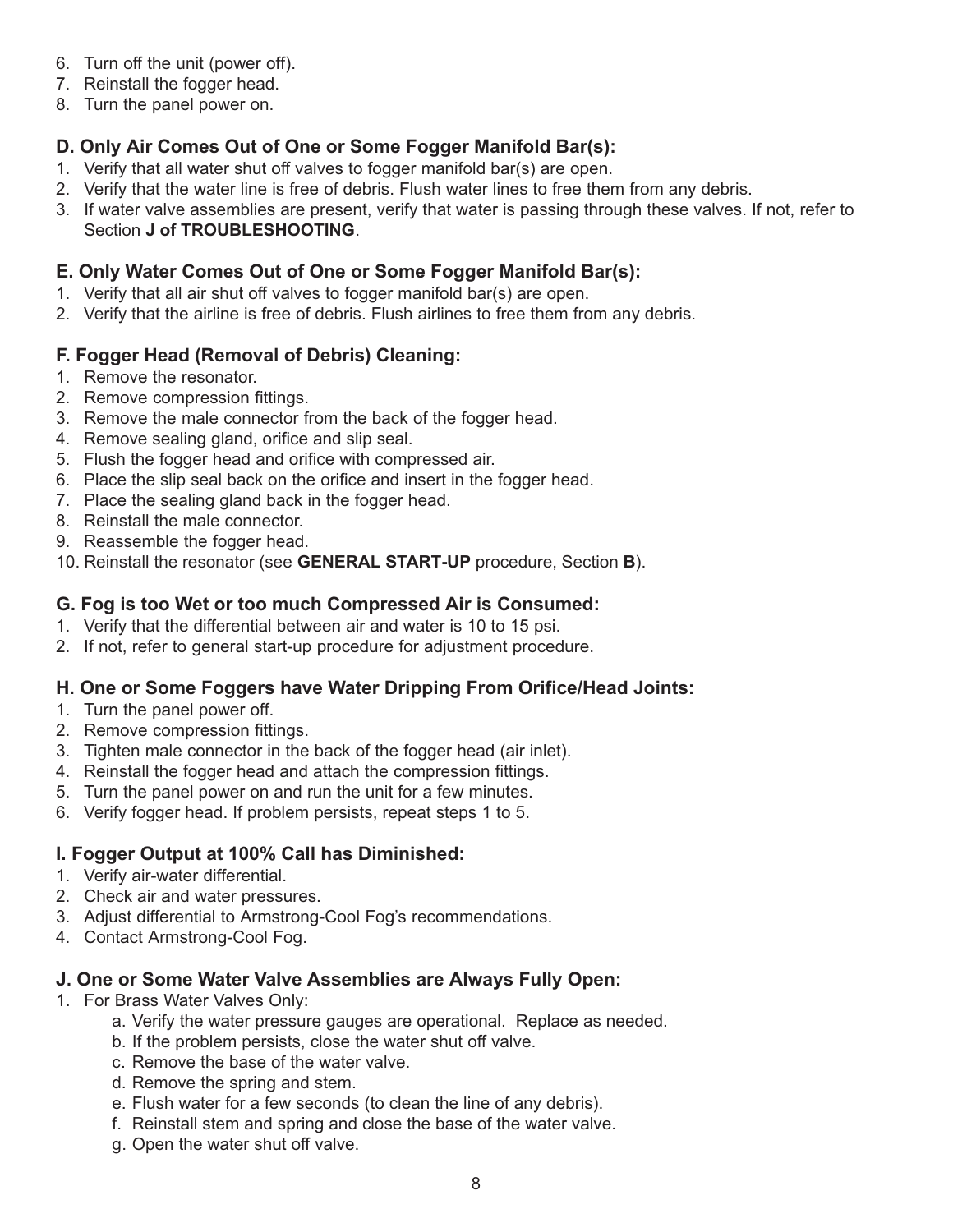6. Turn off the unit (power off).
7. Reinstall the fogger head.
8. Turn the panel power on.

### D. Only Air Comes Out of One or Some Fogger Manifold Bar(s):

1. Verify that all water shut off valves to fogger manifold bar(s) are open.
2. Verify that the water line is free of debris. Flush water lines to free them from any debris.
3. If water valve assemblies are present, verify that water is passing through these valves. If not, refer to Section **J of TROUBLESHOOTING**.

### E. Only Water Comes Out of One or Some Fogger Manifold Bar(s):

1. Verify that all air shut off valves to fogger manifold bar(s) are open.
2. Verify that the airline is free of debris. Flush airlines to free them from any debris.

### F. Fogger Head (Removal of Debris) Cleaning:

1. Remove the resonator.
2. Remove compression fittings.
3. Remove the male connector from the back of the fogger head.
4. Remove sealing gland, orifice and slip seal.
5. Flush the fogger head and orifice with compressed air.
6. Place the slip seal back on the orifice and insert in the fogger head.
7. Place the sealing gland back in the fogger head.
8. Reinstall the male connector.
9. Reassemble the fogger head.
10. Reinstall the resonator (see **GENERAL START-UP** procedure, Section **B**).

### G. Fog is too Wet or too much Compressed Air is Consumed:

1. Verify that the differential between air and water is 10 to 15 psi.
2. If not, refer to general start-up procedure for adjustment procedure.

### H. One or Some Foggers have Water Dripping From Orifice/Head Joints:

1. Turn the panel power off.
2. Remove compression fittings.
3. Tighten male connector in the back of the fogger head (air inlet).
4. Reinstall the fogger head and attach the compression fittings.
5. Turn the panel power on and run the unit for a few minutes.
6. Verify fogger head. If problem persists, repeat steps 1 to 5.

### I. Fogger Output at 100% Call has Diminished:

1. Verify air-water differential.
2. Check air and water pressures.
3. Adjust differential to Armstrong-Cool Fog's recommendations.
4. Contact Armstrong-Cool Fog.

### J. One or Some Water Valve Assemblies are Always Fully Open:

1. For Brass Water Valves Only:
   a. Verify the water pressure gauges are operational. Replace as needed.
   b. If the problem persists, close the water shut off valve.
   c. Remove the base of the water valve.
   d. Remove the spring and stem.
   e. Flush water for a few seconds (to clean the line of any debris).
   f. Reinstall stem and spring and close the base of the water valve.
   g. Open the water shut off valve.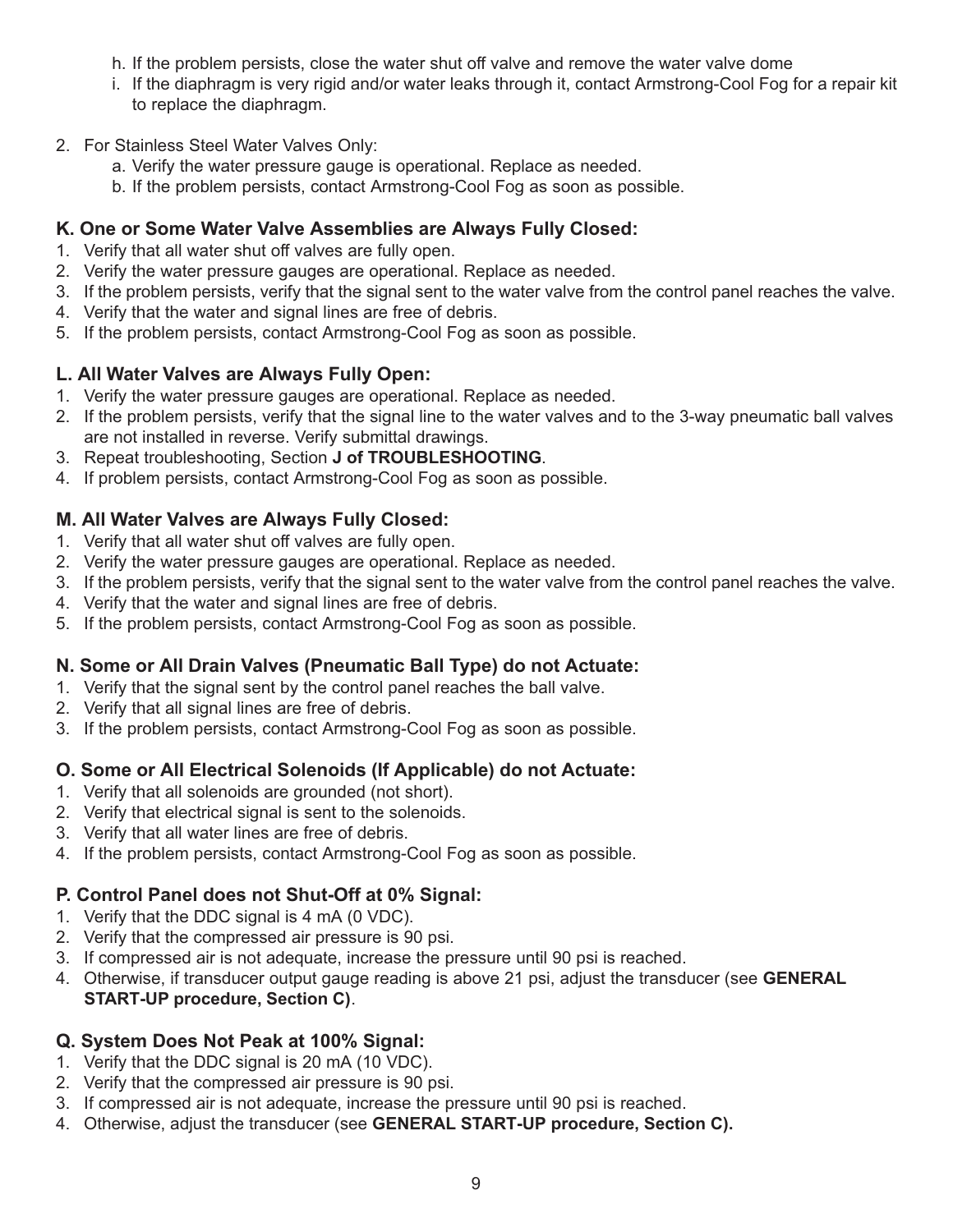h. If the problem persists, close the water shut off valve and remove the water valve dome
i. If the diaphragm is very rigid and/or water leaks through it, contact Armstrong-Cool Fog for a repair kit to replace the diaphragm.

2. For Stainless Steel Water Valves Only:
   a. Verify the water pressure gauge is operational. Replace as needed.
   b. If the problem persists, contact Armstrong-Cool Fog as soon as possible.

### K. One or Some Water Valve Assemblies are Always Fully Closed:

1. Verify that all water shut off valves are fully open.
2. Verify the water pressure gauges are operational. Replace as needed.
3. If the problem persists, verify that the signal sent to the water valve from the control panel reaches the valve.
4. Verify that the water and signal lines are free of debris.
5. If the problem persists, contact Armstrong-Cool Fog as soon as possible.

### L. All Water Valves are Always Fully Open:

1. Verify the water pressure gauges are operational. Replace as needed.
2. If the problem persists, verify that the signal line to the water valves and to the 3-way pneumatic ball valves are not installed in reverse. Verify submittal drawings.
3. Repeat troubleshooting, Section **J of TROUBLESHOOTING**.
4. If problem persists, contact Armstrong-Cool Fog as soon as possible.

### M. All Water Valves are Always Fully Closed:

1. Verify that all water shut off valves are fully open.
2. Verify the water pressure gauges are operational. Replace as needed.
3. If the problem persists, verify that the signal sent to the water valve from the control panel reaches the valve.
4. Verify that the water and signal lines are free of debris.
5. If the problem persists, contact Armstrong-Cool Fog as soon as possible.

### N. Some or All Drain Valves (Pneumatic Ball Type) do not Actuate:

1. Verify that the signal sent by the control panel reaches the ball valve.
2. Verify that all signal lines are free of debris.
3. If the problem persists, contact Armstrong-Cool Fog as soon as possible.

### O. Some or All Electrical Solenoids (If Applicable) do not Actuate:

1. Verify that all solenoids are grounded (not short).
2. Verify that electrical signal is sent to the solenoids.
3. Verify that all water lines are free of debris.
4. If the problem persists, contact Armstrong-Cool Fog as soon as possible.

### P. Control Panel does not Shut-Off at 0% Signal:

1. Verify that the DDC signal is 4 mA (0 VDC).
2. Verify that the compressed air pressure is 90 psi.
3. If compressed air is not adequate, increase the pressure until 90 psi is reached.
4. Otherwise, if transducer output gauge reading is above 21 psi, adjust the transducer (see **GENERAL START-UP procedure, Section C)**.

### Q. System Does Not Peak at 100% Signal:

1. Verify that the DDC signal is 20 mA (10 VDC).
2. Verify that the compressed air pressure is 90 psi.
3. If compressed air is not adequate, increase the pressure until 90 psi is reached.
4. Otherwise, adjust the transducer (see **GENERAL START-UP procedure, Section C).**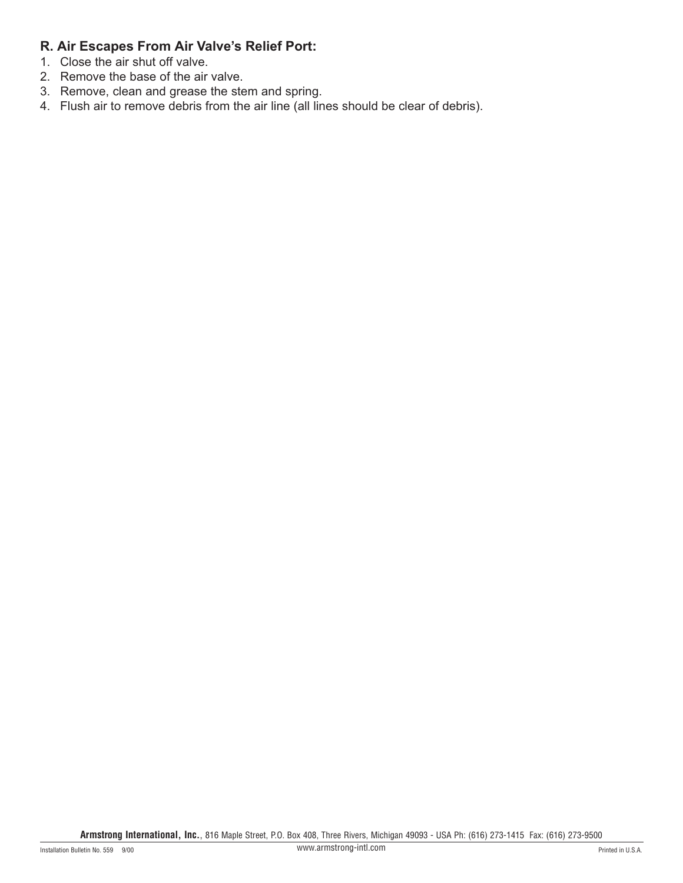**R. Air Escapes From Air Valve's Relief Port:**

1. Close the air shut off valve.
2. Remove the base of the air valve.
3. Remove, clean and grease the stem and spring.
4. Flush air to remove debris from the air line (all lines should be clear of debris).

**Armstrong International, Inc.**, 816 Maple Street, P.O. Box 408, Three Rivers, Michigan 49093 - USA Ph: (616) 273-1415 Fax: (616) 273-9500

Installation Bulletin No. 559 9/00 www.armstrong-intl.com Printed in U.S.A.